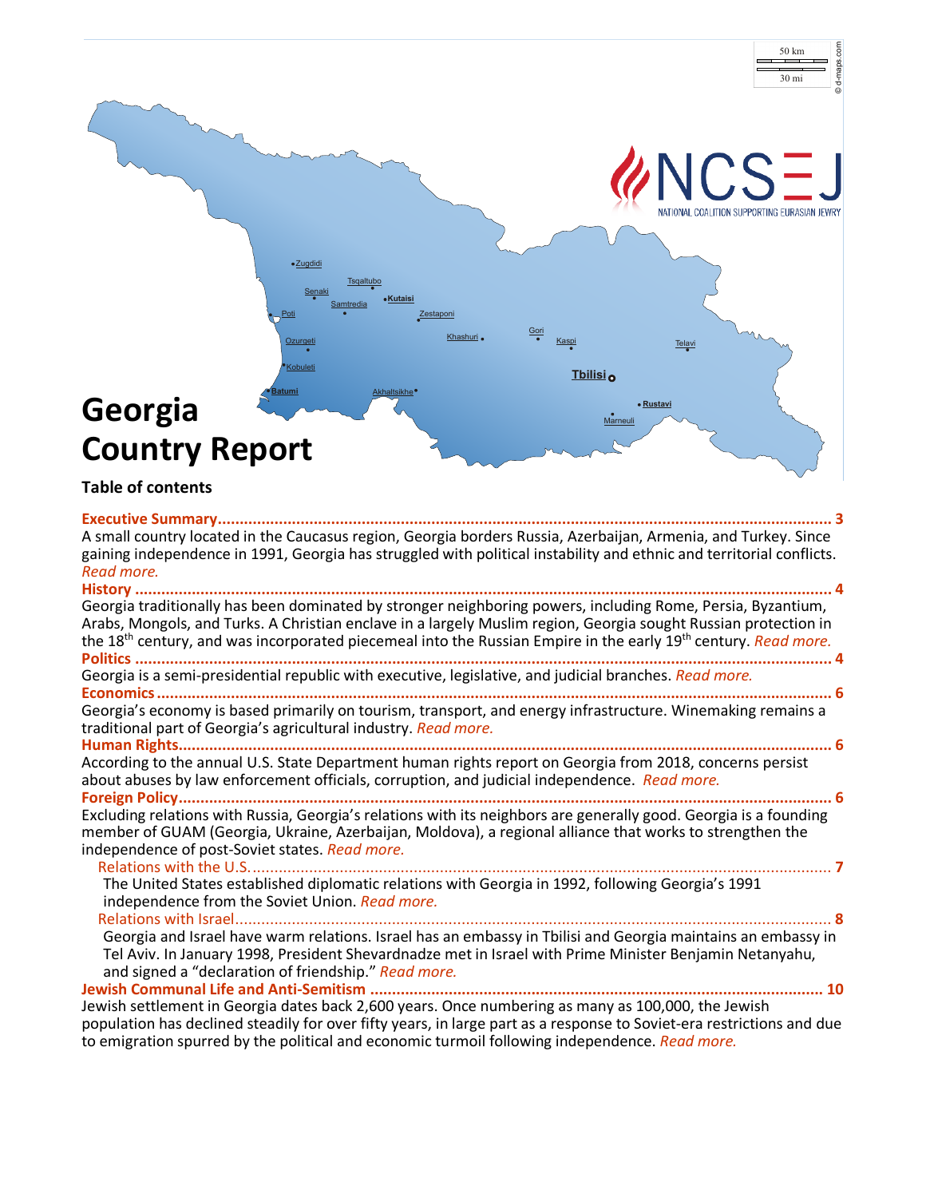# Georgia Country Report

## Table of contents

**Executive Summary** ........................................................................................................................................ 3
A small country located in the Caucasus region, Georgia borders Russia, Azerbaijan, Armenia, and Turkey. Since gaining independence in 1991, Georgia has struggled with political instability and ethnic and territorial conflicts. *Read more.*

**History** .......................................................................................................................................................... 4
Georgia traditionally has been dominated by stronger neighboring powers, including Rome, Persia, Byzantium, Arabs, Mongols, and Turks. A Christian enclave in a largely Muslim region, Georgia sought Russian protection in the 18th century, and was incorporated piecemeal into the Russian Empire in the early 19th century. *Read more.*

**Politics** ......................................................................................................................................................... 4
Georgia is a semi-presidential republic with executive, legislative, and judicial branches. *Read more.*

**Economics** ..................................................................................................................................................... 6
Georgia's economy is based primarily on tourism, transport, and energy infrastructure. Winemaking remains a traditional part of Georgia's agricultural industry. *Read more.*

**Human Rights** ................................................................................................................................................ 6
According to the annual U.S. State Department human rights report on Georgia from 2018, concerns persist about abuses by law enforcement officials, corruption, and judicial independence. *Read more.*

**Foreign Policy** ................................................................................................................................................ 6
Excluding relations with Russia, Georgia's relations with its neighbors are generally good. Georgia is a founding member of GUAM (Georgia, Ukraine, Azerbaijan, Moldova), a regional alliance that works to strengthen the independence of post-Soviet states. *Read more.*

Relations with the U.S. ................................................................................................................................ 7
The United States established diplomatic relations with Georgia in 1992, following Georgia's 1991 independence from the Soviet Union. *Read more.*

Relations with Israel ..................................................................................................................................... 8
Georgia and Israel have warm relations. Israel has an embassy in Tbilisi and Georgia maintains an embassy in Tel Aviv. In January 1998, President Shevardnadze met in Israel with Prime Minister Benjamin Netanyahu, and signed a "declaration of friendship." *Read more.*

**Jewish Communal Life and Anti-Semitism** ...................................................................................................... 10
Jewish settlement in Georgia dates back 2,600 years. Once numbering as many as 100,000, the Jewish population has declined steadily for over fifty years, in large part as a response to Soviet-era restrictions and due to emigration spurred by the political and economic turmoil following independence. *Read more.*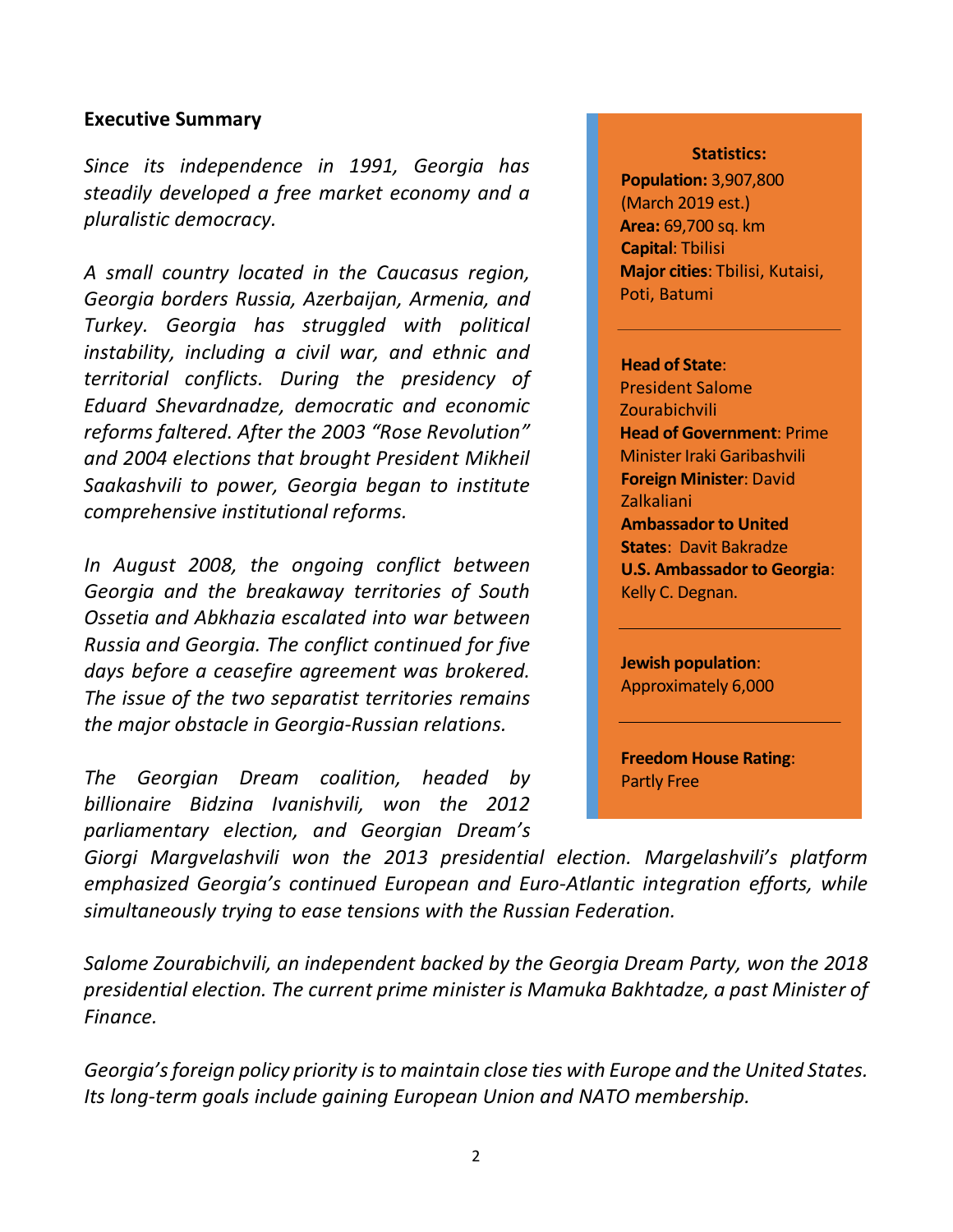**Executive Summary**

*Since its independence in 1991, Georgia has steadily developed a free market economy and a pluralistic democracy.*

*A small country located in the Caucasus region, Georgia borders Russia, Azerbaijan, Armenia, and Turkey. Georgia has struggled with political instability, including a civil war, and ethnic and territorial conflicts. During the presidency of Eduard Shevardnadze, democratic and economic reforms faltered. After the 2003 "Rose Revolution" and 2004 elections that brought President Mikheil Saakashvili to power, Georgia began to institute comprehensive institutional reforms.*

*In August 2008, the ongoing conflict between Georgia and the breakaway territories of South Ossetia and Abkhazia escalated into war between Russia and Georgia. The conflict continued for five days before a ceasefire agreement was brokered. The issue of the two separatist territories remains the major obstacle in Georgia-Russian relations.*

*The Georgian Dream coalition, headed by billionaire Bidzina Ivanishvili, won the 2012 parliamentary election, and Georgian Dream's Giorgi Margvelashvili won the 2013 presidential election. Margelashvili's platform emphasized Georgia's continued European and Euro-Atlantic integration efforts, while simultaneously trying to ease tensions with the Russian Federation.*

*Salome Zourabichvili, an independent backed by the Georgia Dream Party, won the 2018 presidential election. The current prime minister is Mamuka Bakhtadze, a past Minister of Finance.*

*Georgia's foreign policy priority is to maintain close ties with Europe and the United States. Its long-term goals include gaining European Union and NATO membership.*

**Statistics:**

**Population:** 3,907,800 (March 2019 est.)
**Area:** 69,700 sq. km
**Capital**: Tbilisi
**Major cities**: Tbilisi, Kutaisi, Poti, Batumi

---

**Head of State**: President Salome Zourabichvili
**Head of Government**: Prime Minister Iraki Garibashvili
**Foreign Minister**: David Zalkaliani
**Ambassador to United States**: Davit Bakradze
**U.S. Ambassador to Georgia**: Kelly C. Degnan.

---

**Jewish population**: Approximately 6,000

---

**Freedom House Rating**: Partly Free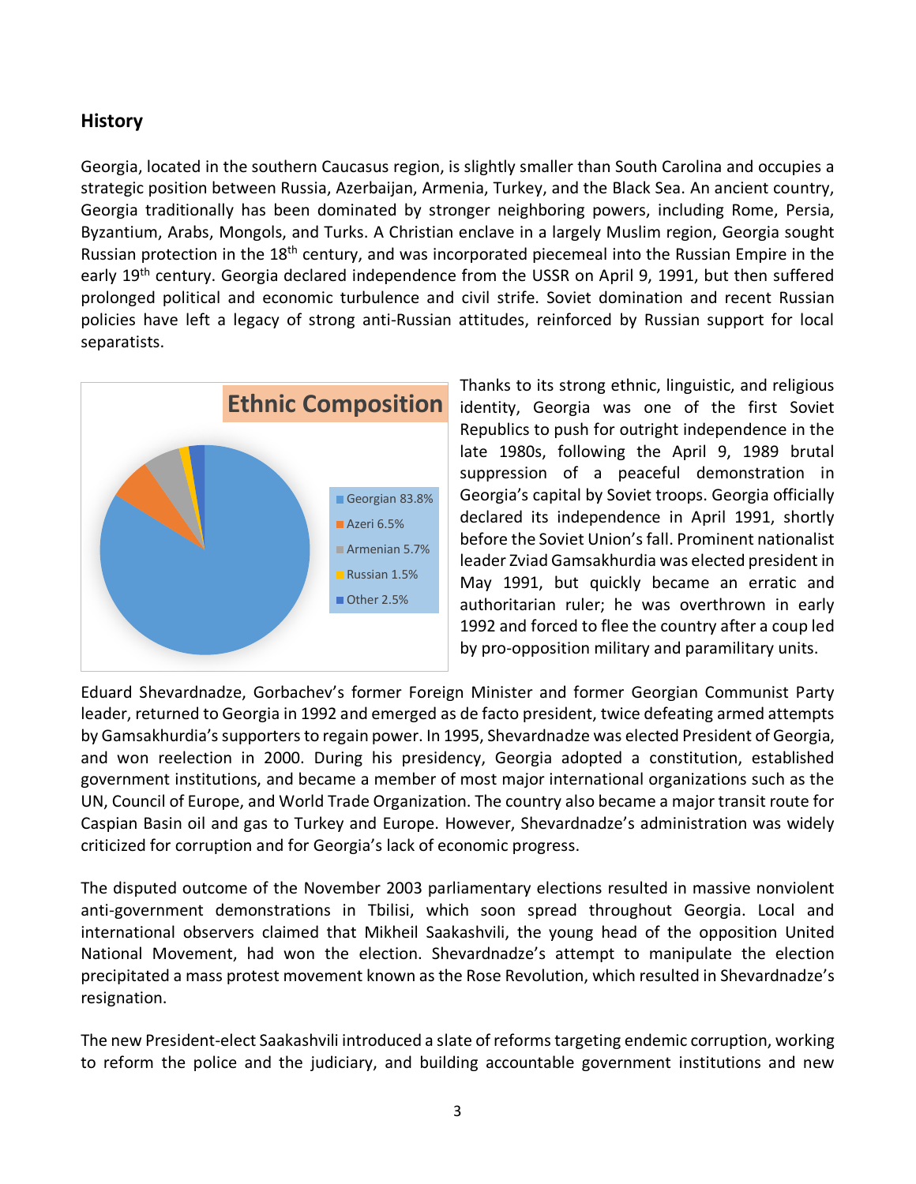## History

Georgia, located in the southern Caucasus region, is slightly smaller than South Carolina and occupies a strategic position between Russia, Azerbaijan, Armenia, Turkey, and the Black Sea. An ancient country, Georgia traditionally has been dominated by stronger neighboring powers, including Rome, Persia, Byzantium, Arabs, Mongols, and Turks. A Christian enclave in a largely Muslim region, Georgia sought Russian protection in the 18th century, and was incorporated piecemeal into the Russian Empire in the early 19th century. Georgia declared independence from the USSR on April 9, 1991, but then suffered prolonged political and economic turbulence and civil strife. Soviet domination and recent Russian policies have left a legacy of strong anti-Russian attitudes, reinforced by Russian support for local separatists.

**Ethnic Composition**

- Georgian 83.8%
- Azeri 6.5%
- Armenian 5.7%
- Russian 1.5%
- Other 2.5%

Thanks to its strong ethnic, linguistic, and religious identity, Georgia was one of the first Soviet Republics to push for outright independence in the late 1980s, following the April 9, 1989 brutal suppression of a peaceful demonstration in Georgia's capital by Soviet troops. Georgia officially declared its independence in April 1991, shortly before the Soviet Union's fall. Prominent nationalist leader Zviad Gamsakhurdia was elected president in May 1991, but quickly became an erratic and authoritarian ruler; he was overthrown in early 1992 and forced to flee the country after a coup led by pro-opposition military and paramilitary units.

Eduard Shevardnadze, Gorbachev's former Foreign Minister and former Georgian Communist Party leader, returned to Georgia in 1992 and emerged as de facto president, twice defeating armed attempts by Gamsakhurdia's supporters to regain power. In 1995, Shevardnadze was elected President of Georgia, and won reelection in 2000. During his presidency, Georgia adopted a constitution, established government institutions, and became a member of most major international organizations such as the UN, Council of Europe, and World Trade Organization. The country also became a major transit route for Caspian Basin oil and gas to Turkey and Europe. However, Shevardnadze's administration was widely criticized for corruption and for Georgia's lack of economic progress.

The disputed outcome of the November 2003 parliamentary elections resulted in massive nonviolent anti-government demonstrations in Tbilisi, which soon spread throughout Georgia. Local and international observers claimed that Mikheil Saakashvili, the young head of the opposition United National Movement, had won the election. Shevardnadze's attempt to manipulate the election precipitated a mass protest movement known as the Rose Revolution, which resulted in Shevardnadze's resignation.

The new President-elect Saakashvili introduced a slate of reforms targeting endemic corruption, working to reform the police and the judiciary, and building accountable government institutions and new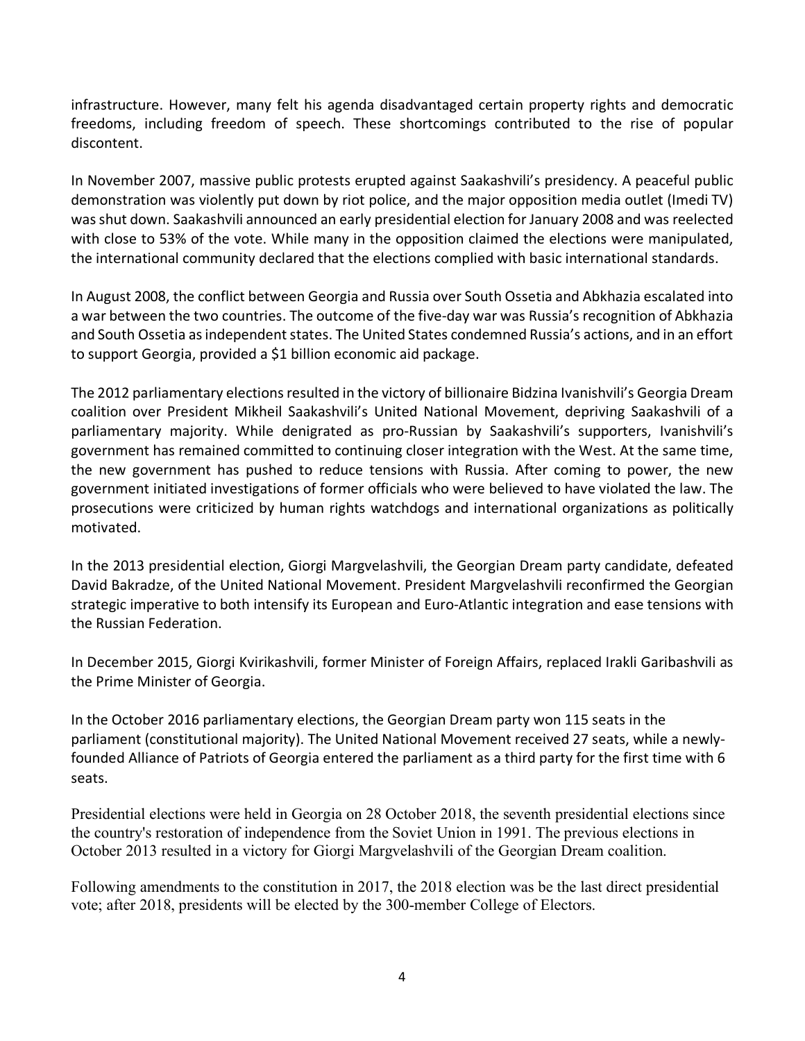infrastructure. However, many felt his agenda disadvantaged certain property rights and democratic freedoms, including freedom of speech. These shortcomings contributed to the rise of popular discontent.

In November 2007, massive public protests erupted against Saakashvili's presidency. A peaceful public demonstration was violently put down by riot police, and the major opposition media outlet (Imedi TV) was shut down. Saakashvili announced an early presidential election for January 2008 and was reelected with close to 53% of the vote. While many in the opposition claimed the elections were manipulated, the international community declared that the elections complied with basic international standards.

In August 2008, the conflict between Georgia and Russia over South Ossetia and Abkhazia escalated into a war between the two countries. The outcome of the five-day war was Russia's recognition of Abkhazia and South Ossetia as independent states. The United States condemned Russia's actions, and in an effort to support Georgia, provided a $1 billion economic aid package.

The 2012 parliamentary elections resulted in the victory of billionaire Bidzina Ivanishvili's Georgia Dream coalition over President Mikheil Saakashvili's United National Movement, depriving Saakashvili of a parliamentary majority. While denigrated as pro-Russian by Saakashvili's supporters, Ivanishvili's government has remained committed to continuing closer integration with the West. At the same time, the new government has pushed to reduce tensions with Russia. After coming to power, the new government initiated investigations of former officials who were believed to have violated the law. The prosecutions were criticized by human rights watchdogs and international organizations as politically motivated.

In the 2013 presidential election, Giorgi Margvelashvili, the Georgian Dream party candidate, defeated David Bakradze, of the United National Movement. President Margvelashvili reconfirmed the Georgian strategic imperative to both intensify its European and Euro-Atlantic integration and ease tensions with the Russian Federation.

In December 2015, Giorgi Kvirikashvili, former Minister of Foreign Affairs, replaced Irakli Garibashvili as the Prime Minister of Georgia.

In the October 2016 parliamentary elections, the Georgian Dream party won 115 seats in the parliament (constitutional majority). The United National Movement received 27 seats, while a newly-founded Alliance of Patriots of Georgia entered the parliament as a third party for the first time with 6 seats.

Presidential elections were held in Georgia on 28 October 2018, the seventh presidential elections since the country's restoration of independence from the Soviet Union in 1991. The previous elections in October 2013 resulted in a victory for Giorgi Margvelashvili of the Georgian Dream coalition.

Following amendments to the constitution in 2017, the 2018 election was be the last direct presidential vote; after 2018, presidents will be elected by the 300-member College of Electors.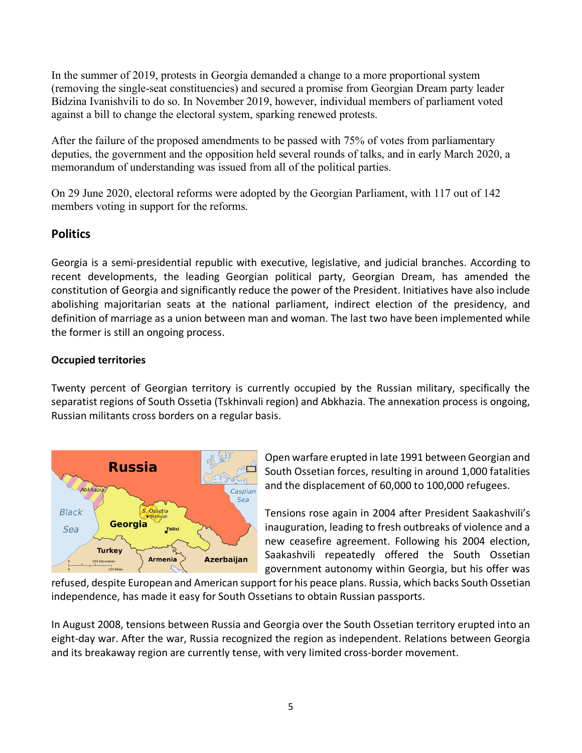In the summer of 2019, protests in Georgia demanded a change to a more proportional system (removing the single-seat constituencies) and secured a promise from Georgian Dream party leader Bidzina Ivanishvili to do so. In November 2019, however, individual members of parliament voted against a bill to change the electoral system, sparking renewed protests.

After the failure of the proposed amendments to be passed with 75% of votes from parliamentary deputies, the government and the opposition held several rounds of talks, and in early March 2020, a memorandum of understanding was issued from all of the political parties.

On 29 June 2020, electoral reforms were adopted by the Georgian Parliament, with 117 out of 142 members voting in support for the reforms.

## Politics

Georgia is a semi-presidential republic with executive, legislative, and judicial branches. According to recent developments, the leading Georgian political party, Georgian Dream, has amended the constitution of Georgia and significantly reduce the power of the President. Initiatives have also include abolishing majoritarian seats at the national parliament, indirect election of the presidency, and definition of marriage as a union between man and woman. The last two have been implemented while the former is still an ongoing process.

### Occupied territories

Twenty percent of Georgian territory is currently occupied by the Russian military, specifically the separatist regions of South Ossetia (Tskhinvali region) and Abkhazia. The annexation process is ongoing, Russian militants cross borders on a regular basis.

Open warfare erupted in late 1991 between Georgian and South Ossetian forces, resulting in around 1,000 fatalities and the displacement of 60,000 to 100,000 refugees.

Tensions rose again in 2004 after President Saakashvili's inauguration, leading to fresh outbreaks of violence and a new ceasefire agreement. Following his 2004 election, Saakashvili repeatedly offered the South Ossetian government autonomy within Georgia, but his offer was refused, despite European and American support for his peace plans. Russia, which backs South Ossetian independence, has made it easy for South Ossetians to obtain Russian passports.

In August 2008, tensions between Russia and Georgia over the South Ossetian territory erupted into an eight-day war. After the war, Russia recognized the region as independent. Relations between Georgia and its breakaway region are currently tense, with very limited cross-border movement.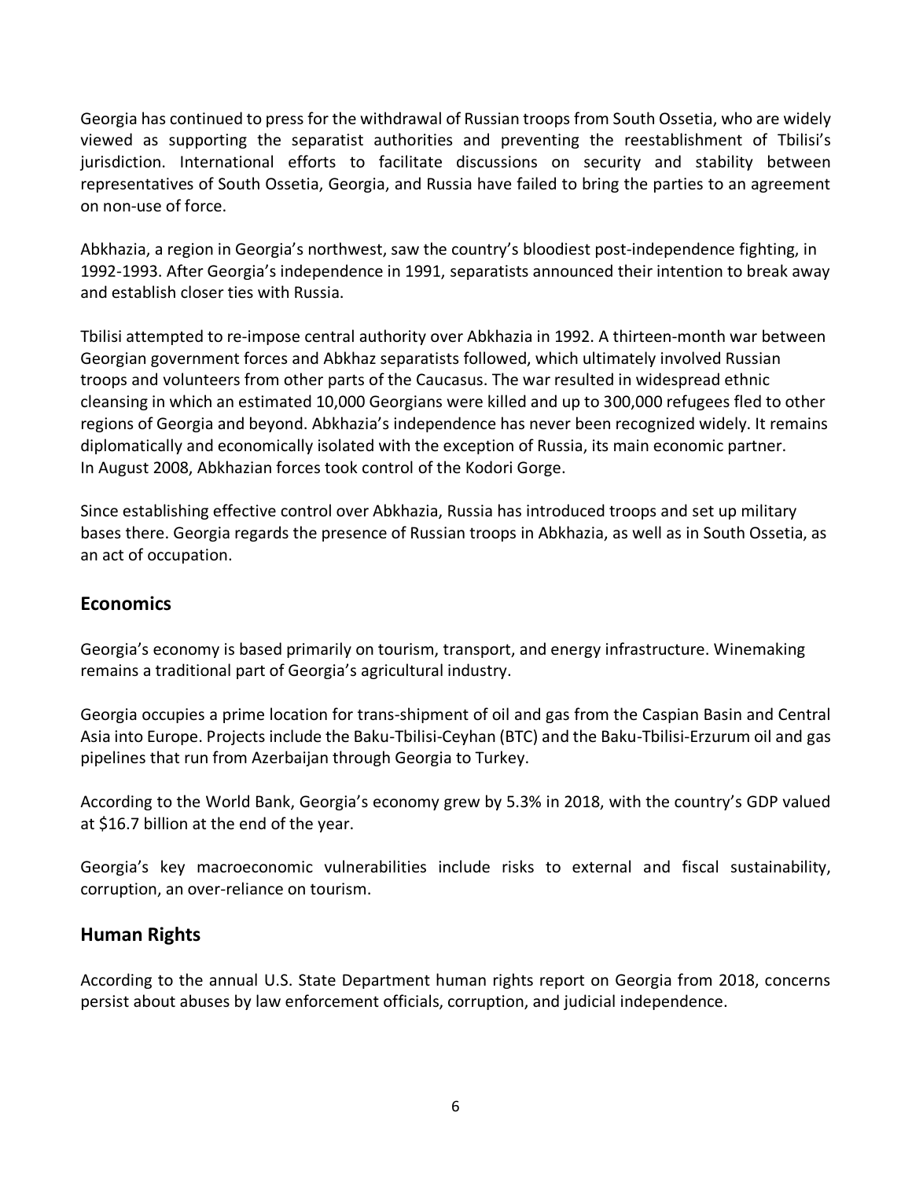Georgia has continued to press for the withdrawal of Russian troops from South Ossetia, who are widely viewed as supporting the separatist authorities and preventing the reestablishment of Tbilisi's jurisdiction. International efforts to facilitate discussions on security and stability between representatives of South Ossetia, Georgia, and Russia have failed to bring the parties to an agreement on non-use of force.

Abkhazia, a region in Georgia's northwest, saw the country's bloodiest post-independence fighting, in 1992-1993. After Georgia's independence in 1991, separatists announced their intention to break away and establish closer ties with Russia.

Tbilisi attempted to re-impose central authority over Abkhazia in 1992. A thirteen-month war between Georgian government forces and Abkhaz separatists followed, which ultimately involved Russian troops and volunteers from other parts of the Caucasus. The war resulted in widespread ethnic cleansing in which an estimated 10,000 Georgians were killed and up to 300,000 refugees fled to other regions of Georgia and beyond. Abkhazia's independence has never been recognized widely. It remains diplomatically and economically isolated with the exception of Russia, its main economic partner. In August 2008, Abkhazian forces took control of the Kodori Gorge.

Since establishing effective control over Abkhazia, Russia has introduced troops and set up military bases there. Georgia regards the presence of Russian troops in Abkhazia, as well as in South Ossetia, as an act of occupation.

## Economics

Georgia's economy is based primarily on tourism, transport, and energy infrastructure. Winemaking remains a traditional part of Georgia's agricultural industry.

Georgia occupies a prime location for trans-shipment of oil and gas from the Caspian Basin and Central Asia into Europe. Projects include the Baku-Tbilisi-Ceyhan (BTC) and the Baku-Tbilisi-Erzurum oil and gas pipelines that run from Azerbaijan through Georgia to Turkey.

According to the World Bank, Georgia's economy grew by 5.3% in 2018, with the country's GDP valued at $16.7 billion at the end of the year.

Georgia's key macroeconomic vulnerabilities include risks to external and fiscal sustainability, corruption, an over-reliance on tourism.

## Human Rights

According to the annual U.S. State Department human rights report on Georgia from 2018, concerns persist about abuses by law enforcement officials, corruption, and judicial independence.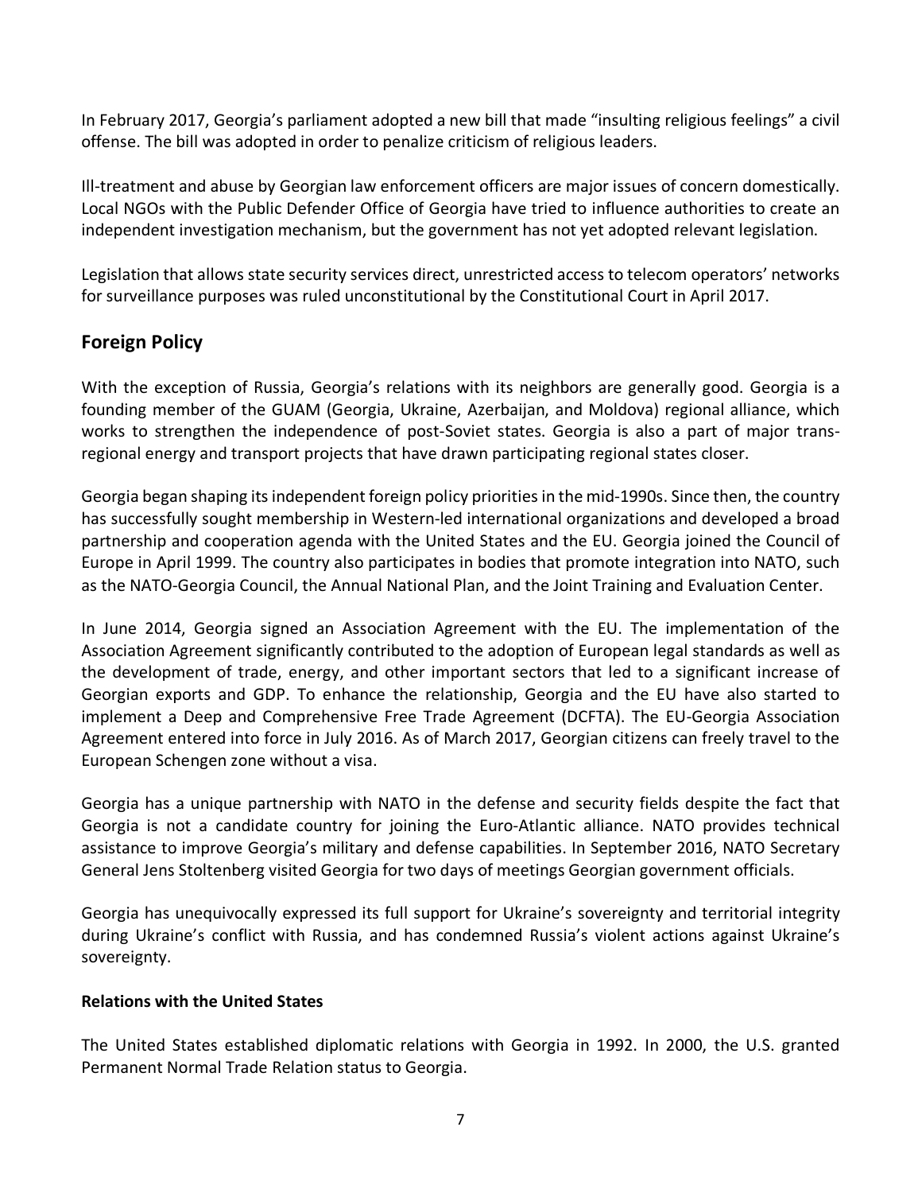In February 2017, Georgia's parliament adopted a new bill that made "insulting religious feelings" a civil offense. The bill was adopted in order to penalize criticism of religious leaders.

Ill-treatment and abuse by Georgian law enforcement officers are major issues of concern domestically. Local NGOs with the Public Defender Office of Georgia have tried to influence authorities to create an independent investigation mechanism, but the government has not yet adopted relevant legislation.

Legislation that allows state security services direct, unrestricted access to telecom operators' networks for surveillance purposes was ruled unconstitutional by the Constitutional Court in April 2017.

## Foreign Policy

With the exception of Russia, Georgia's relations with its neighbors are generally good. Georgia is a founding member of the GUAM (Georgia, Ukraine, Azerbaijan, and Moldova) regional alliance, which works to strengthen the independence of post-Soviet states. Georgia is also a part of major trans-regional energy and transport projects that have drawn participating regional states closer.

Georgia began shaping its independent foreign policy priorities in the mid-1990s. Since then, the country has successfully sought membership in Western-led international organizations and developed a broad partnership and cooperation agenda with the United States and the EU. Georgia joined the Council of Europe in April 1999. The country also participates in bodies that promote integration into NATO, such as the NATO-Georgia Council, the Annual National Plan, and the Joint Training and Evaluation Center.

In June 2014, Georgia signed an Association Agreement with the EU. The implementation of the Association Agreement significantly contributed to the adoption of European legal standards as well as the development of trade, energy, and other important sectors that led to a significant increase of Georgian exports and GDP. To enhance the relationship, Georgia and the EU have also started to implement a Deep and Comprehensive Free Trade Agreement (DCFTA). The EU-Georgia Association Agreement entered into force in July 2016. As of March 2017, Georgian citizens can freely travel to the European Schengen zone without a visa.

Georgia has a unique partnership with NATO in the defense and security fields despite the fact that Georgia is not a candidate country for joining the Euro-Atlantic alliance. NATO provides technical assistance to improve Georgia's military and defense capabilities. In September 2016, NATO Secretary General Jens Stoltenberg visited Georgia for two days of meetings Georgian government officials.

Georgia has unequivocally expressed its full support for Ukraine's sovereignty and territorial integrity during Ukraine's conflict with Russia, and has condemned Russia's violent actions against Ukraine's sovereignty.

### Relations with the United States

The United States established diplomatic relations with Georgia in 1992. In 2000, the U.S. granted Permanent Normal Trade Relation status to Georgia.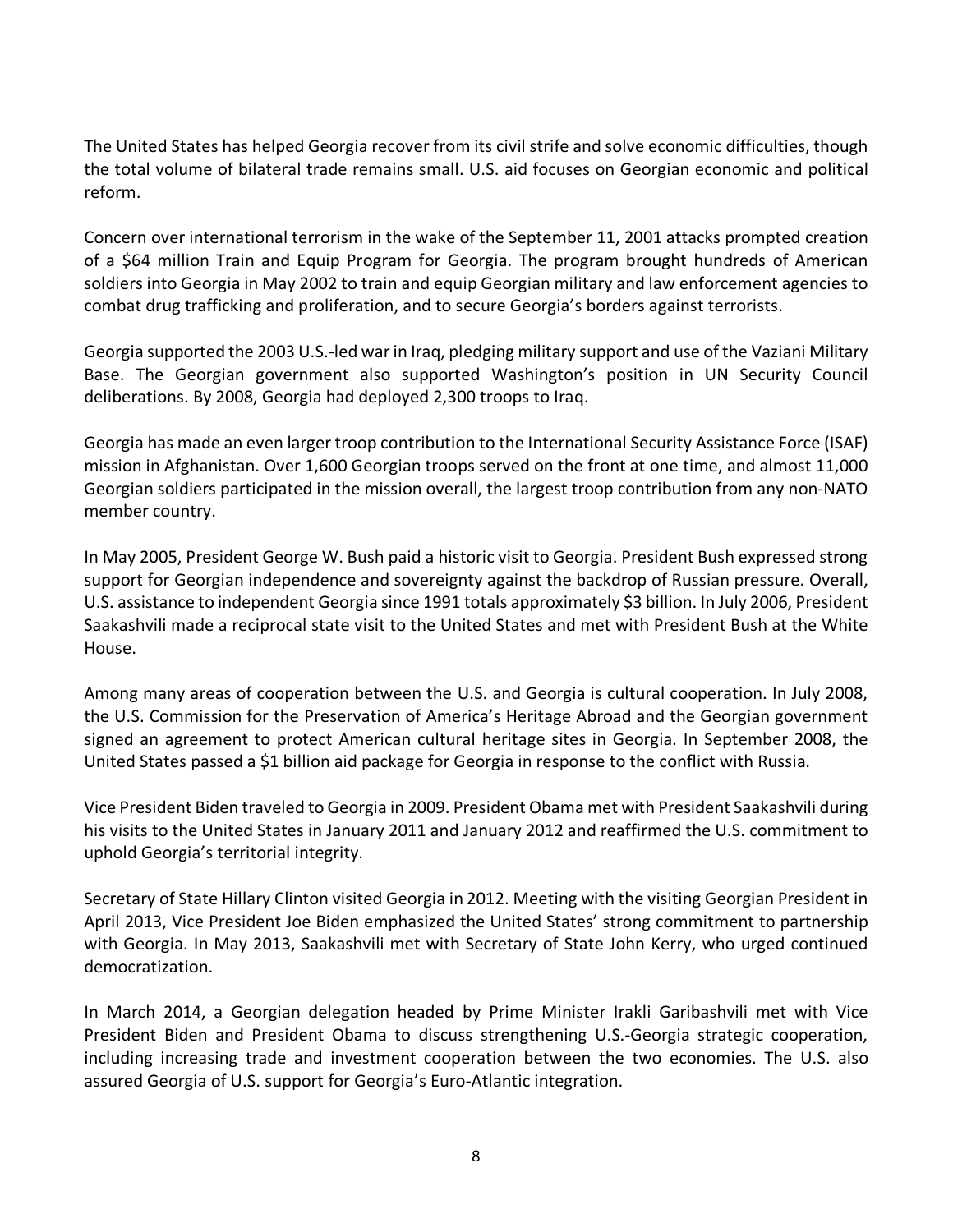The United States has helped Georgia recover from its civil strife and solve economic difficulties, though the total volume of bilateral trade remains small. U.S. aid focuses on Georgian economic and political reform.

Concern over international terrorism in the wake of the September 11, 2001 attacks prompted creation of a $64 million Train and Equip Program for Georgia. The program brought hundreds of American soldiers into Georgia in May 2002 to train and equip Georgian military and law enforcement agencies to combat drug trafficking and proliferation, and to secure Georgia's borders against terrorists.

Georgia supported the 2003 U.S.-led war in Iraq, pledging military support and use of the Vaziani Military Base. The Georgian government also supported Washington's position in UN Security Council deliberations. By 2008, Georgia had deployed 2,300 troops to Iraq.

Georgia has made an even larger troop contribution to the International Security Assistance Force (ISAF) mission in Afghanistan. Over 1,600 Georgian troops served on the front at one time, and almost 11,000 Georgian soldiers participated in the mission overall, the largest troop contribution from any non-NATO member country.

In May 2005, President George W. Bush paid a historic visit to Georgia. President Bush expressed strong support for Georgian independence and sovereignty against the backdrop of Russian pressure. Overall, U.S. assistance to independent Georgia since 1991 totals approximately $3 billion. In July 2006, President Saakashvili made a reciprocal state visit to the United States and met with President Bush at the White House.

Among many areas of cooperation between the U.S. and Georgia is cultural cooperation. In July 2008, the U.S. Commission for the Preservation of America's Heritage Abroad and the Georgian government signed an agreement to protect American cultural heritage sites in Georgia. In September 2008, the United States passed a $1 billion aid package for Georgia in response to the conflict with Russia.

Vice President Biden traveled to Georgia in 2009. President Obama met with President Saakashvili during his visits to the United States in January 2011 and January 2012 and reaffirmed the U.S. commitment to uphold Georgia's territorial integrity.

Secretary of State Hillary Clinton visited Georgia in 2012. Meeting with the visiting Georgian President in April 2013, Vice President Joe Biden emphasized the United States' strong commitment to partnership with Georgia. In May 2013, Saakashvili met with Secretary of State John Kerry, who urged continued democratization.

In March 2014, a Georgian delegation headed by Prime Minister Irakli Garibashvili met with Vice President Biden and President Obama to discuss strengthening U.S.-Georgia strategic cooperation, including increasing trade and investment cooperation between the two economies. The U.S. also assured Georgia of U.S. support for Georgia's Euro-Atlantic integration.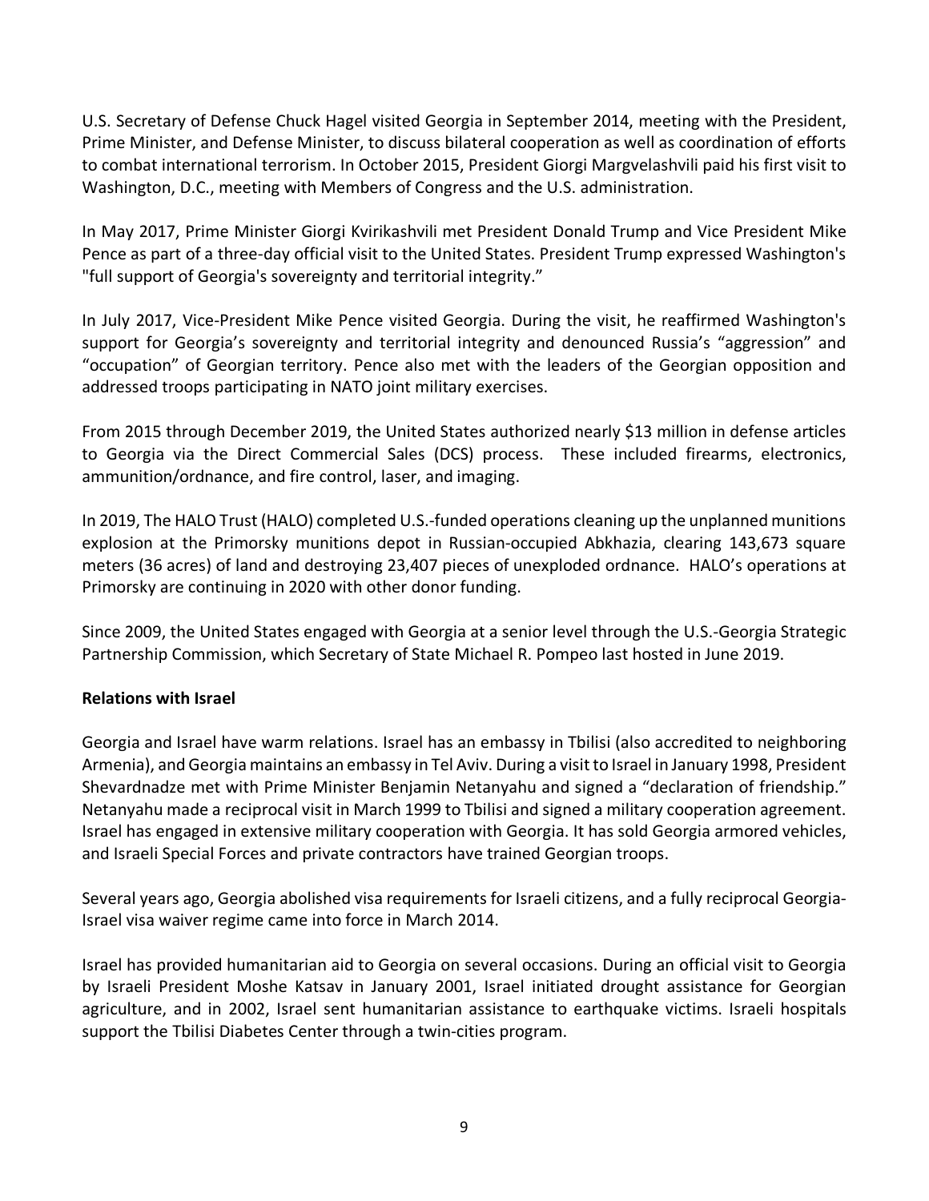U.S. Secretary of Defense Chuck Hagel visited Georgia in September 2014, meeting with the President, Prime Minister, and Defense Minister, to discuss bilateral cooperation as well as coordination of efforts to combat international terrorism. In October 2015, President Giorgi Margvelashvili paid his first visit to Washington, D.C., meeting with Members of Congress and the U.S. administration.

In May 2017, Prime Minister Giorgi Kvirikashvili met President Donald Trump and Vice President Mike Pence as part of a three-day official visit to the United States. President Trump expressed Washington's "full support of Georgia's sovereignty and territorial integrity."

In July 2017, Vice-President Mike Pence visited Georgia. During the visit, he reaffirmed Washington's support for Georgia's sovereignty and territorial integrity and denounced Russia's "aggression" and "occupation" of Georgian territory. Pence also met with the leaders of the Georgian opposition and addressed troops participating in NATO joint military exercises.

From 2015 through December 2019, the United States authorized nearly $13 million in defense articles to Georgia via the Direct Commercial Sales (DCS) process. These included firearms, electronics, ammunition/ordnance, and fire control, laser, and imaging.

In 2019, The HALO Trust (HALO) completed U.S.-funded operations cleaning up the unplanned munitions explosion at the Primorsky munitions depot in Russian-occupied Abkhazia, clearing 143,673 square meters (36 acres) of land and destroying 23,407 pieces of unexploded ordnance. HALO's operations at Primorsky are continuing in 2020 with other donor funding.

Since 2009, the United States engaged with Georgia at a senior level through the U.S.-Georgia Strategic Partnership Commission, which Secretary of State Michael R. Pompeo last hosted in June 2019.

**Relations with Israel**

Georgia and Israel have warm relations. Israel has an embassy in Tbilisi (also accredited to neighboring Armenia), and Georgia maintains an embassy in Tel Aviv. During a visit to Israel in January 1998, President Shevardnadze met with Prime Minister Benjamin Netanyahu and signed a "declaration of friendship." Netanyahu made a reciprocal visit in March 1999 to Tbilisi and signed a military cooperation agreement. Israel has engaged in extensive military cooperation with Georgia. It has sold Georgia armored vehicles, and Israeli Special Forces and private contractors have trained Georgian troops.

Several years ago, Georgia abolished visa requirements for Israeli citizens, and a fully reciprocal Georgia-Israel visa waiver regime came into force in March 2014.

Israel has provided humanitarian aid to Georgia on several occasions. During an official visit to Georgia by Israeli President Moshe Katsav in January 2001, Israel initiated drought assistance for Georgian agriculture, and in 2002, Israel sent humanitarian assistance to earthquake victims. Israeli hospitals support the Tbilisi Diabetes Center through a twin-cities program.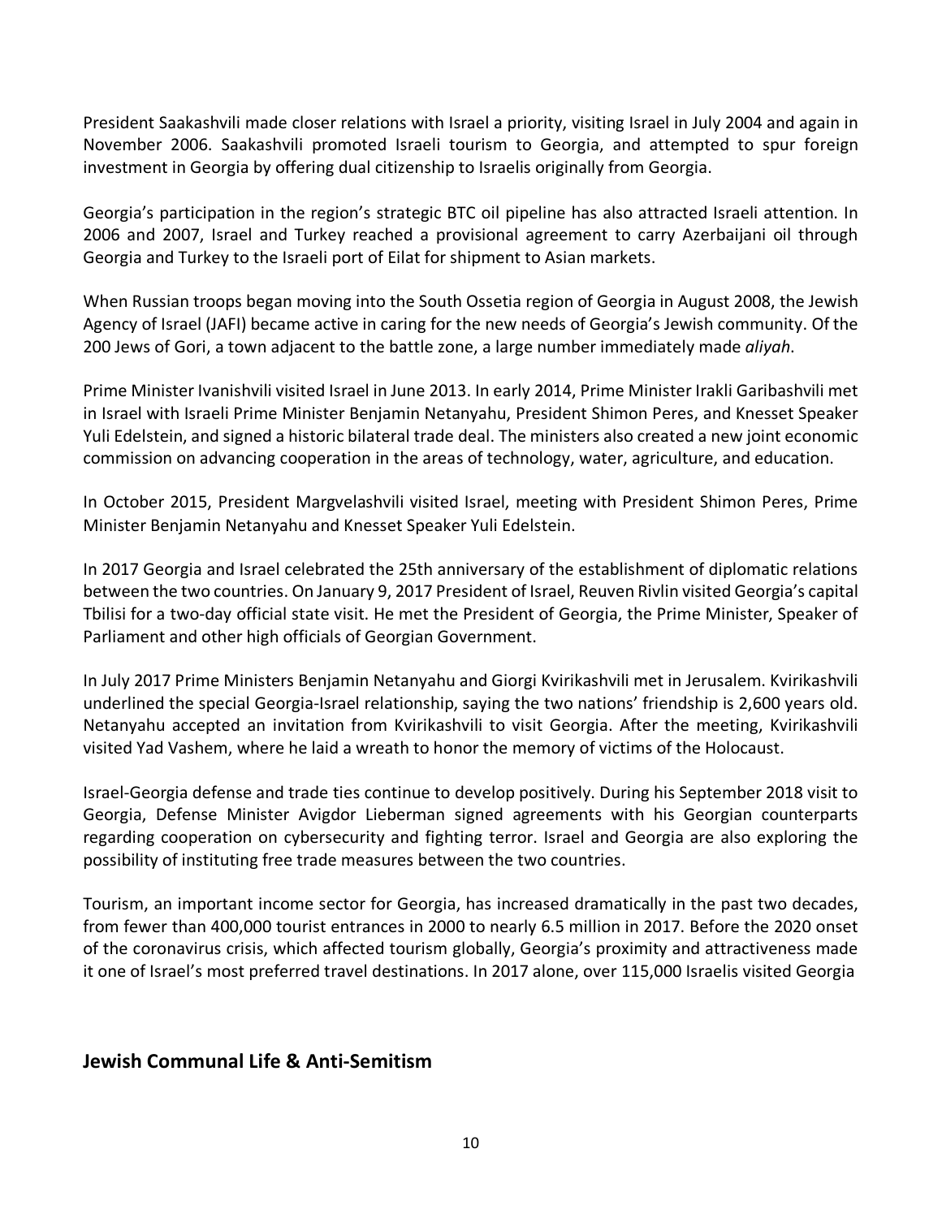President Saakashvili made closer relations with Israel a priority, visiting Israel in July 2004 and again in November 2006. Saakashvili promoted Israeli tourism to Georgia, and attempted to spur foreign investment in Georgia by offering dual citizenship to Israelis originally from Georgia.

Georgia's participation in the region's strategic BTC oil pipeline has also attracted Israeli attention. In 2006 and 2007, Israel and Turkey reached a provisional agreement to carry Azerbaijani oil through Georgia and Turkey to the Israeli port of Eilat for shipment to Asian markets.

When Russian troops began moving into the South Ossetia region of Georgia in August 2008, the Jewish Agency of Israel (JAFI) became active in caring for the new needs of Georgia's Jewish community. Of the 200 Jews of Gori, a town adjacent to the battle zone, a large number immediately made *aliyah*.

Prime Minister Ivanishvili visited Israel in June 2013. In early 2014, Prime Minister Irakli Garibashvili met in Israel with Israeli Prime Minister Benjamin Netanyahu, President Shimon Peres, and Knesset Speaker Yuli Edelstein, and signed a historic bilateral trade deal. The ministers also created a new joint economic commission on advancing cooperation in the areas of technology, water, agriculture, and education.

In October 2015, President Margvelashvili visited Israel, meeting with President Shimon Peres, Prime Minister Benjamin Netanyahu and Knesset Speaker Yuli Edelstein.

In 2017 Georgia and Israel celebrated the 25th anniversary of the establishment of diplomatic relations between the two countries. On January 9, 2017 President of Israel, Reuven Rivlin visited Georgia's capital Tbilisi for a two-day official state visit. He met the President of Georgia, the Prime Minister, Speaker of Parliament and other high officials of Georgian Government.

In July 2017 Prime Ministers Benjamin Netanyahu and Giorgi Kvirikashvili met in Jerusalem. Kvirikashvili underlined the special Georgia-Israel relationship, saying the two nations' friendship is 2,600 years old. Netanyahu accepted an invitation from Kvirikashvili to visit Georgia. After the meeting, Kvirikashvili visited Yad Vashem, where he laid a wreath to honor the memory of victims of the Holocaust.

Israel-Georgia defense and trade ties continue to develop positively. During his September 2018 visit to Georgia, Defense Minister Avigdor Lieberman signed agreements with his Georgian counterparts regarding cooperation on cybersecurity and fighting terror. Israel and Georgia are also exploring the possibility of instituting free trade measures between the two countries.

Tourism, an important income sector for Georgia, has increased dramatically in the past two decades, from fewer than 400,000 tourist entrances in 2000 to nearly 6.5 million in 2017. Before the 2020 onset of the coronavirus crisis, which affected tourism globally, Georgia's proximity and attractiveness made it one of Israel's most preferred travel destinations. In 2017 alone, over 115,000 Israelis visited Georgia

## Jewish Communal Life & Anti-Semitism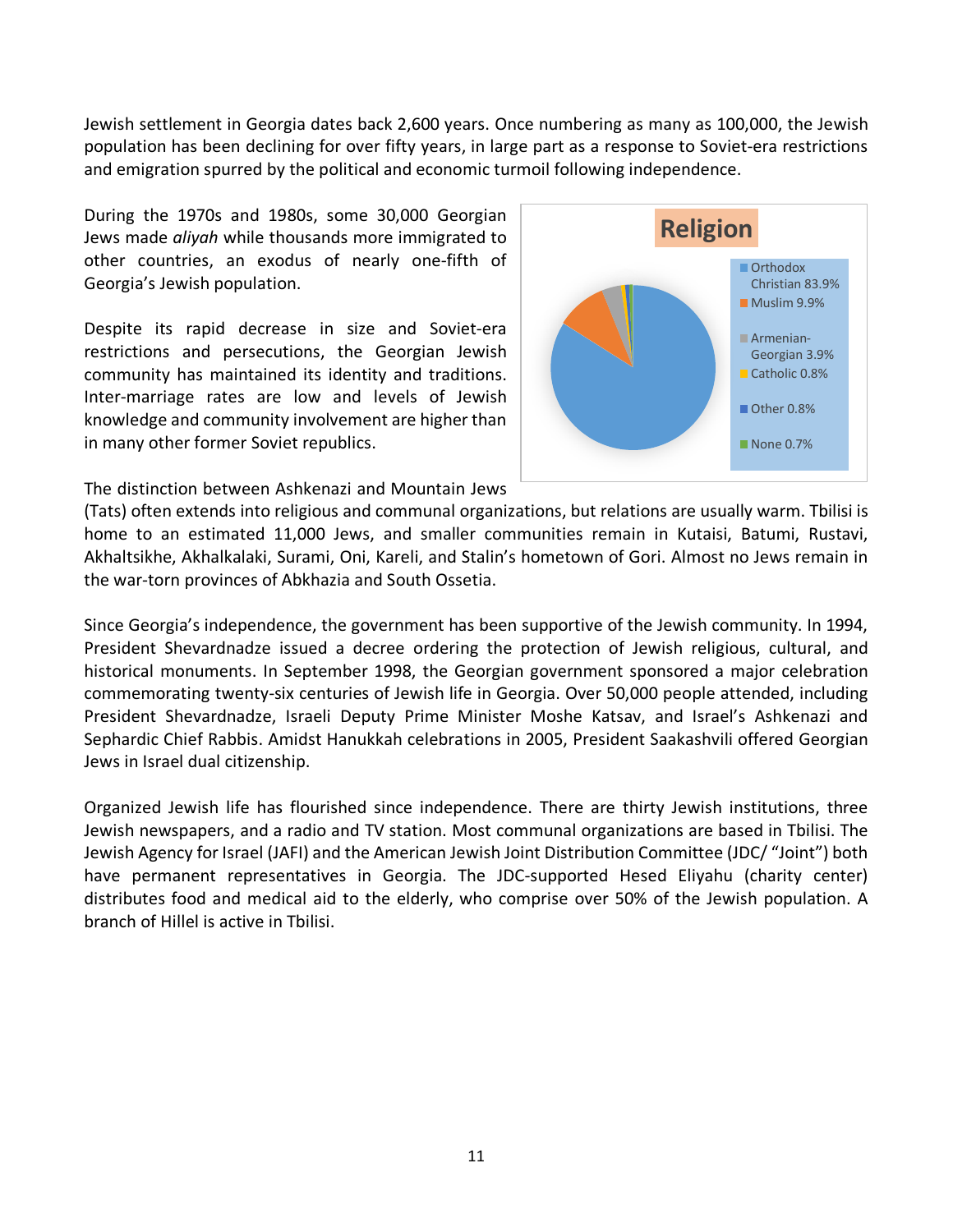Jewish settlement in Georgia dates back 2,600 years. Once numbering as many as 100,000, the Jewish population has been declining for over fifty years, in large part as a response to Soviet-era restrictions and emigration spurred by the political and economic turmoil following independence.

During the 1970s and 1980s, some 30,000 Georgian Jews made *aliyah* while thousands more immigrated to other countries, an exodus of nearly one-fifth of Georgia's Jewish population.

**Religion**

- Orthodox Christian 83.9%
- Muslim 9.9%
- Armenian-Georgian 3.9%
- Catholic 0.8%
- Other 0.8%
- None 0.7%

Despite its rapid decrease in size and Soviet-era restrictions and persecutions, the Georgian Jewish community has maintained its identity and traditions. Inter-marriage rates are low and levels of Jewish knowledge and community involvement are higher than in many other former Soviet republics.

The distinction between Ashkenazi and Mountain Jews (Tats) often extends into religious and communal organizations, but relations are usually warm. Tbilisi is home to an estimated 11,000 Jews, and smaller communities remain in Kutaisi, Batumi, Rustavi, Akhaltsikhe, Akhalkalaki, Surami, Oni, Kareli, and Stalin's hometown of Gori. Almost no Jews remain in the war-torn provinces of Abkhazia and South Ossetia.

Since Georgia's independence, the government has been supportive of the Jewish community. In 1994, President Shevardnadze issued a decree ordering the protection of Jewish religious, cultural, and historical monuments. In September 1998, the Georgian government sponsored a major celebration commemorating twenty-six centuries of Jewish life in Georgia. Over 50,000 people attended, including President Shevardnadze, Israeli Deputy Prime Minister Moshe Katsav, and Israel's Ashkenazi and Sephardic Chief Rabbis. Amidst Hanukkah celebrations in 2005, President Saakashvili offered Georgian Jews in Israel dual citizenship.

Organized Jewish life has flourished since independence. There are thirty Jewish institutions, three Jewish newspapers, and a radio and TV station. Most communal organizations are based in Tbilisi. The Jewish Agency for Israel (JAFI) and the American Jewish Joint Distribution Committee (JDC/ "Joint") both have permanent representatives in Georgia. The JDC-supported Hesed Eliyahu (charity center) distributes food and medical aid to the elderly, who comprise over 50% of the Jewish population. A branch of Hillel is active in Tbilisi.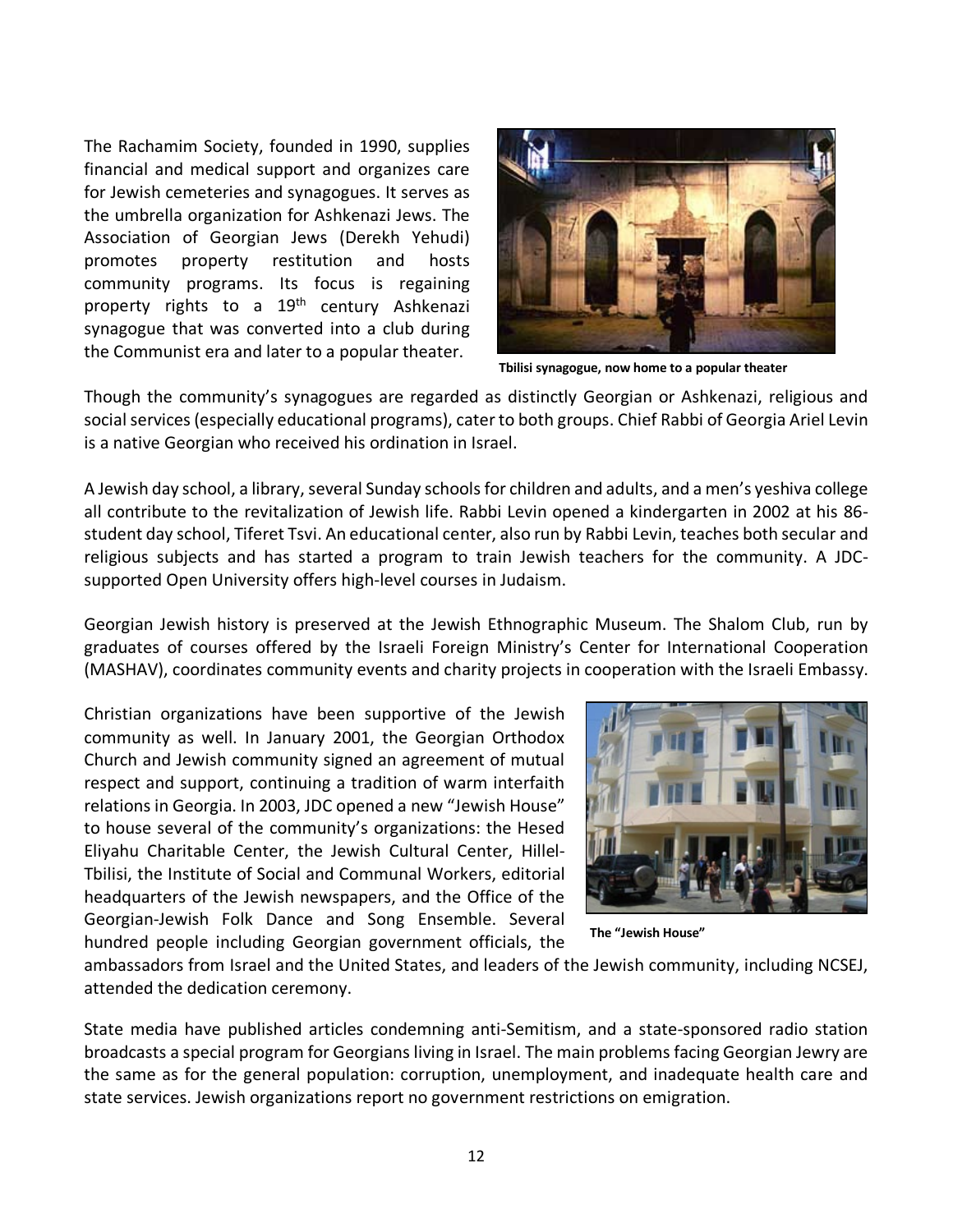The Rachamim Society, founded in 1990, supplies financial and medical support and organizes care for Jewish cemeteries and synagogues. It serves as the umbrella organization for Ashkenazi Jews. The Association of Georgian Jews (Derekh Yehudi) promotes property restitution and hosts community programs. Its focus is regaining property rights to a 19th century Ashkenazi synagogue that was converted into a club during the Communist era and later to a popular theater.

**Tbilisi synagogue, now home to a popular theater**

Though the community's synagogues are regarded as distinctly Georgian or Ashkenazi, religious and social services (especially educational programs), cater to both groups. Chief Rabbi of Georgia Ariel Levin is a native Georgian who received his ordination in Israel.

A Jewish day school, a library, several Sunday schools for children and adults, and a men's yeshiva college all contribute to the revitalization of Jewish life. Rabbi Levin opened a kindergarten in 2002 at his 86-student day school, Tiferet Tsvi. An educational center, also run by Rabbi Levin, teaches both secular and religious subjects and has started a program to train Jewish teachers for the community. A JDC-supported Open University offers high-level courses in Judaism.

Georgian Jewish history is preserved at the Jewish Ethnographic Museum. The Shalom Club, run by graduates of courses offered by the Israeli Foreign Ministry's Center for International Cooperation (MASHAV), coordinates community events and charity projects in cooperation with the Israeli Embassy.

Christian organizations have been supportive of the Jewish community as well. In January 2001, the Georgian Orthodox Church and Jewish community signed an agreement of mutual respect and support, continuing a tradition of warm interfaith relations in Georgia. In 2003, JDC opened a new "Jewish House" to house several of the community's organizations: the Hesed Eliyahu Charitable Center, the Jewish Cultural Center, Hillel-Tbilisi, the Institute of Social and Communal Workers, editorial headquarters of the Jewish newspapers, and the Office of the Georgian-Jewish Folk Dance and Song Ensemble. Several hundred people including Georgian government officials, the ambassadors from Israel and the United States, and leaders of the Jewish community, including NCSEJ, attended the dedication ceremony.

**The "Jewish House"**

State media have published articles condemning anti-Semitism, and a state-sponsored radio station broadcasts a special program for Georgians living in Israel. The main problems facing Georgian Jewry are the same as for the general population: corruption, unemployment, and inadequate health care and state services. Jewish organizations report no government restrictions on emigration.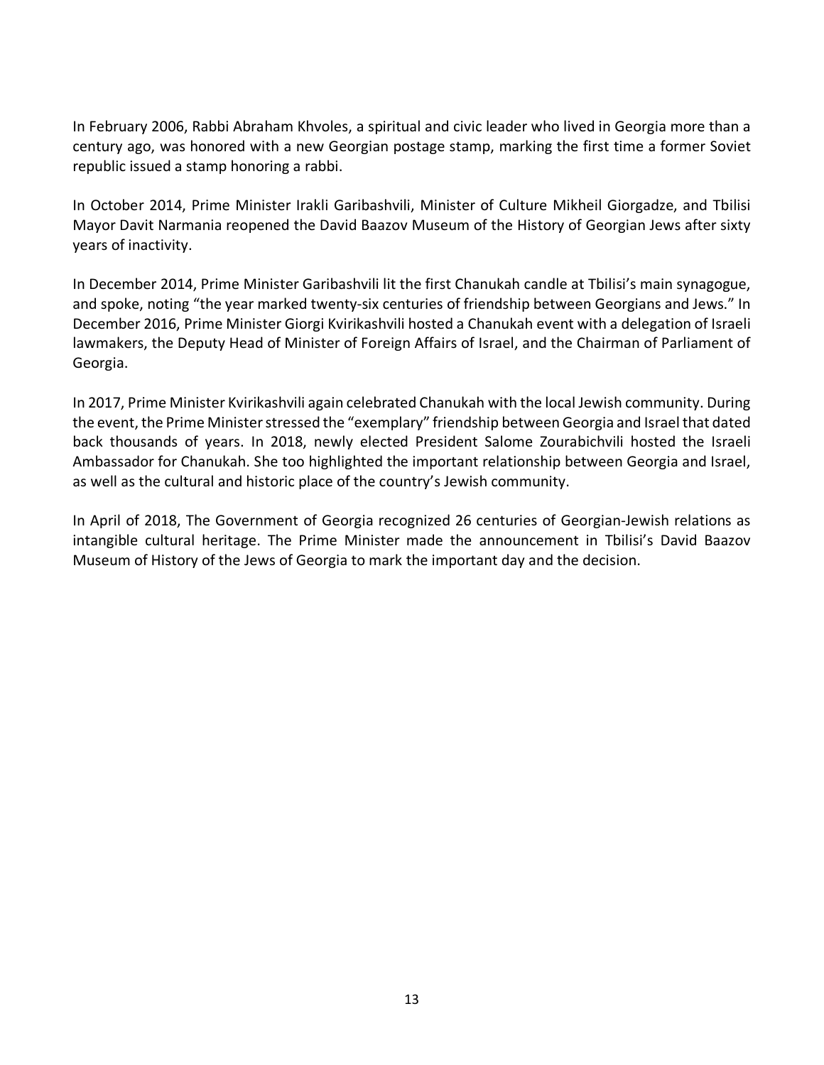In February 2006, Rabbi Abraham Khvoles, a spiritual and civic leader who lived in Georgia more than a century ago, was honored with a new Georgian postage stamp, marking the first time a former Soviet republic issued a stamp honoring a rabbi.

In October 2014, Prime Minister Irakli Garibashvili, Minister of Culture Mikheil Giorgadze, and Tbilisi Mayor Davit Narmania reopened the David Baazov Museum of the History of Georgian Jews after sixty years of inactivity.

In December 2014, Prime Minister Garibashvili lit the first Chanukah candle at Tbilisi's main synagogue, and spoke, noting "the year marked twenty-six centuries of friendship between Georgians and Jews." In December 2016, Prime Minister Giorgi Kvirikashvili hosted a Chanukah event with a delegation of Israeli lawmakers, the Deputy Head of Minister of Foreign Affairs of Israel, and the Chairman of Parliament of Georgia.

In 2017, Prime Minister Kvirikashvili again celebrated Chanukah with the local Jewish community. During the event, the Prime Minister stressed the "exemplary" friendship between Georgia and Israel that dated back thousands of years. In 2018, newly elected President Salome Zourabichvili hosted the Israeli Ambassador for Chanukah. She too highlighted the important relationship between Georgia and Israel, as well as the cultural and historic place of the country's Jewish community.

In April of 2018, The Government of Georgia recognized 26 centuries of Georgian-Jewish relations as intangible cultural heritage. The Prime Minister made the announcement in Tbilisi's David Baazov Museum of History of the Jews of Georgia to mark the important day and the decision.